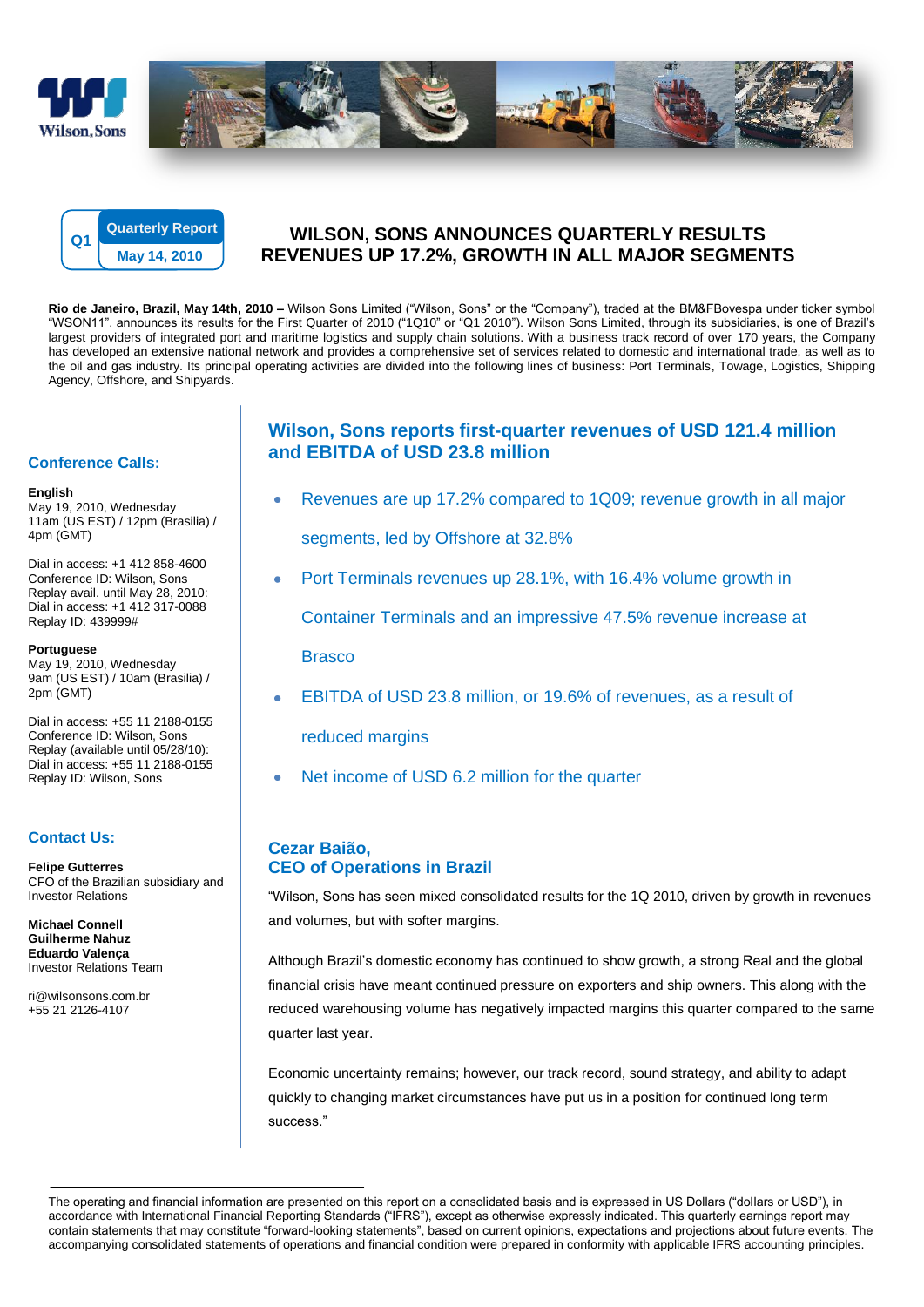Q1 Quarterly Report May 14, 2010

# WILSON, SONS ANNOUNCES QUARTERLY RESULTS REVENUES UP 17.2%, GROWTH IN ALL MAJOR SEGMENTS

**Rio de Janeiro, Brazil, May 14th, 2010 –** Wilson Sons Limited ("Wilson, Sons" or the "Company"), traded at the BM&FBovespa under ticker symbol "WSON11", announces its results for the First Quarter of 2010 ("1Q10" or "Q1 2010"). Wilson Sons Limited, through its subsidiaries, is one of Brazil's largest providers of integrated port and maritime logistics and supply chain solutions. With a business track record of over 170 years, the Company has developed an extensive national network and provides a comprehensive set of services related to domestic and international trade, as well as to the oil and gas industry. Its principal operating activities are divided into the following lines of business: Port Terminals, Towage, Logistics, Shipping Agency, Offshore, and Shipyards.

## Wilson, Sons reports first-quarter revenues of USD 121.4 million and EBITDA of USD 23.8 million

- Revenues are up 17.2% compared to 1Q09; revenue growth in all major segments, led by Offshore at 32.8%
- Port Terminals revenues up 28.1%, with 16.4% volume growth in Container Terminals and an impressive 47.5% revenue increase at Brasco
- EBITDA of USD 23.8 million, or 19.6% of revenues, as a result of reduced margins
- Net income of USD 6.2 million for the quarter

## Cezar Baião, CEO of Operations in Brazil

"Wilson, Sons has seen mixed consolidated results for the 1Q 2010, driven by growth in revenues and volumes, but with softer margins.

Although Brazil's domestic economy has continued to show growth, a strong Real and the global financial crisis have meant continued pressure on exporters and ship owners. This along with the reduced warehousing volume has negatively impacted margins this quarter compared to the same quarter last year.

Economic uncertainty remains; however, our track record, sound strategy, and ability to adapt quickly to changing market circumstances have put us in a position for continued long term success."

## Conference Calls:

**English**
May 19, 2010, Wednesday
11am (US EST) / 12pm (Brasilia) / 4pm (GMT)

Dial in access: +1 412 858-4600
Conference ID: Wilson, Sons
Replay avail. until May 28, 2010:
Dial in access: +1 412 317-0088
Replay ID: 439999#

**Portuguese**
May 19, 2010, Wednesday
9am (US EST) / 10am (Brasilia) / 2pm (GMT)

Dial in access: +55 11 2188-0155
Conference ID: Wilson, Sons
Replay (available until 05/28/10):
Dial in access: +55 11 2188-0155
Replay ID: Wilson, Sons

## Contact Us:

**Felipe Gutterres**
CFO of the Brazilian subsidiary and Investor Relations

**Michael Connell**
**Guilherme Nahuz**
**Eduardo Valença**
Investor Relations Team

ri@wilsonsons.com.br
+55 21 2126-4107

---

The operating and financial information are presented on this report on a consolidated basis and is expressed in US Dollars ("dollars or USD"), in accordance with International Financial Reporting Standards ("IFRS"), except as otherwise expressly indicated. This quarterly earnings report may contain statements that may constitute "forward-looking statements", based on current opinions, expectations and projections about future events. The accompanying consolidated statements of operations and financial condition were prepared in conformity with applicable IFRS accounting principles.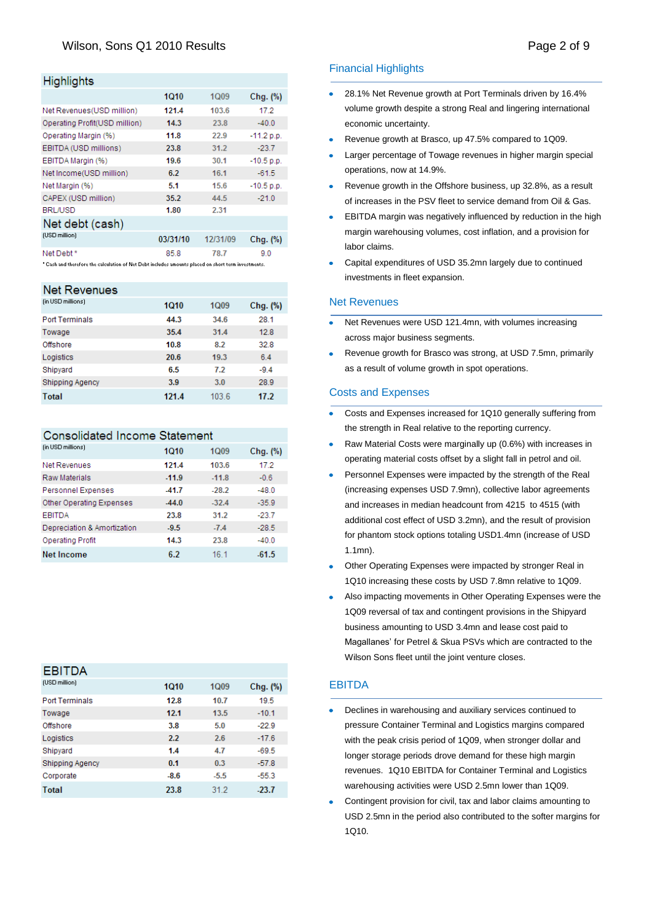## Highlights

| | 1Q10 | 1Q09 | Chg. (%) |
|---|---|---|---|
| Net Revenues(USD million) | 121.4 | 103.6 | 17.2 |
| Operating Profit(USD million) | 14.3 | 23.8 | -40.0 |
| Operating Margin (%) | 11.8 | 22.9 | -11.2 p.p. |
| EBITDA (USD millions) | 23.8 | 31.2 | -23.7 |
| EBITDA Margin (%) | 19.6 | 30.1 | -10.5 p.p. |
| Net Income(USD million) | 6.2 | 16.1 | -61.5 |
| Net Margin (%) | 5.1 | 15.6 | -10.5 p.p. |
| CAPEX (USD million) | 35.2 | 44.5 | -21.0 |
| BRL/USD | 1.80 | 2.31 | |

## Net debt (cash)

(USD million)

| | 03/31/10 | 12/31/09 | Chg. (%) |
|---|---|---|---|
| Net Debt * | 85.8 | 78.7 | 9.0 |

* Cash and therefore the calculation of Net Debt includes amounts placed on short term investments.

## Net Revenues

(in USD millions)

| | 1Q10 | 1Q09 | Chg. (%) |
|---|---|---|---|
| Port Terminals | 44.3 | 34.6 | 28.1 |
| Towage | 35.4 | 31.4 | 12.8 |
| Offshore | 10.8 | 8.2 | 32.8 |
| Logistics | 20.6 | 19.3 | 6.4 |
| Shipyard | 6.5 | 7.2 | -9.4 |
| Shipping Agency | 3.9 | 3.0 | 28.9 |
| **Total** | **121.4** | 103.6 | **17.2** |

## Consolidated Income Statement

(in USD millions)

| | 1Q10 | 1Q09 | Chg. (%) |
|---|---|---|---|
| Net Revenues | 121.4 | 103.6 | 17.2 |
| Raw Materials | -11.9 | -11.8 | -0.6 |
| Personnel Expenses | -41.7 | -28.2 | -48.0 |
| Other Operating Expenses | -44.0 | -32.4 | -35.9 |
| EBITDA | 23.8 | 31.2 | -23.7 |
| Depreciation & Amortization | -9.5 | -7.4 | -28.5 |
| Operating Profit | 14.3 | 23.8 | -40.0 |
| **Net Income** | **6.2** | 16.1 | **-61.5** |

## EBITDA

(USD million)

| | 1Q10 | 1Q09 | Chg. (%) |
|---|---|---|---|
| Port Terminals | 12.8 | 10.7 | 19.5 |
| Towage | 12.1 | 13.5 | -10.1 |
| Offshore | 3.8 | 5.0 | -22.9 |
| Logistics | 2.2 | 2.6 | -17.6 |
| Shipyard | 1.4 | 4.7 | -69.5 |
| Shipping Agency | 0.1 | 0.3 | -57.8 |
| Corporate | -8.6 | -5.5 | -55.3 |
| **Total** | **23.8** | 31.2 | **-23.7** |

## Financial Highlights

- 28.1% Net Revenue growth at Port Terminals driven by 16.4% volume growth despite a strong Real and lingering international economic uncertainty.
- Revenue growth at Brasco, up 47.5% compared to 1Q09.
- Larger percentage of Towage revenues in higher margin special operations, now at 14.9%.
- Revenue growth in the Offshore business, up 32.8%, as a result of increases in the PSV fleet to service demand from Oil & Gas.
- EBITDA margin was negatively influenced by reduction in the high margin warehousing volumes, cost inflation, and a provision for labor claims.
- Capital expenditures of USD 35.2mn largely due to continued investments in fleet expansion.

## Net Revenues

- Net Revenues were USD 121.4mn, with volumes increasing across major business segments.
- Revenue growth for Brasco was strong, at USD 7.5mn, primarily as a result of volume growth in spot operations.

## Costs and Expenses

- Costs and Expenses increased for 1Q10 generally suffering from the strength in Real relative to the reporting currency.
- Raw Material Costs were marginally up (0.6%) with increases in operating material costs offset by a slight fall in petrol and oil.
- Personnel Expenses were impacted by the strength of the Real (increasing expenses USD 7.9mn), collective labor agreements and increases in median headcount from 4215 to 4515 (with additional cost effect of USD 3.2mn), and the result of provision for phantom stock options totaling USD1.4mn (increase of USD 1.1mn).
- Other Operating Expenses were impacted by stronger Real in 1Q10 increasing these costs by USD 7.8mn relative to 1Q09.
- Also impacting movements in Other Operating Expenses were the 1Q09 reversal of tax and contingent provisions in the Shipyard business amounting to USD 3.4mn and lease cost paid to Magallanes' for Petrel & Skua PSVs which are contracted to the Wilson Sons fleet until the joint venture closes.

## EBITDA

- Declines in warehousing and auxiliary services continued to pressure Container Terminal and Logistics margins compared with the peak crisis period of 1Q09, when stronger dollar and longer storage periods drove demand for these high margin revenues. 1Q10 EBITDA for Container Terminal and Logistics warehousing activities were USD 2.5mn lower than 1Q09.
- Contingent provision for civil, tax and labor claims amounting to USD 2.5mn in the period also contributed to the softer margins for 1Q10.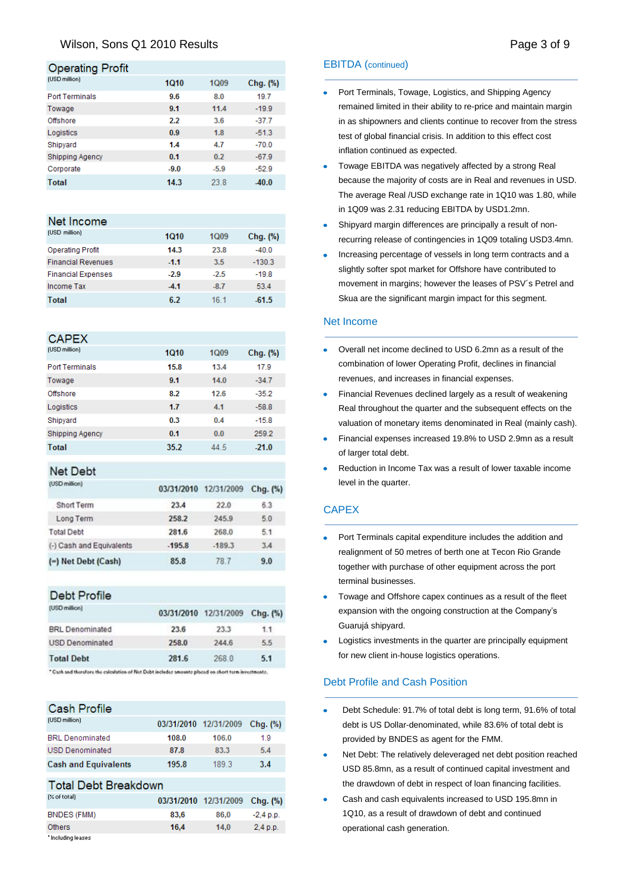## Operating Profit

| (USD million) | 1Q10 | 1Q09 | Chg. (%) |
|---|---|---|---|
| Port Terminals | 9.6 | 8.0 | 19.7 |
| Towage | 9.1 | 11.4 | -19.9 |
| Offshore | 2.2 | 3.6 | -37.7 |
| Logistics | 0.9 | 1.8 | -51.3 |
| Shipyard | 1.4 | 4.7 | -70.0 |
| Shipping Agency | 0.1 | 0.2 | -67.9 |
| Corporate | -9.0 | -5.9 | -52.9 |
| **Total** | **14.3** | 23.8 | **-40.0** |

## Net Income

| (USD million) | 1Q10 | 1Q09 | Chg. (%) |
|---|---|---|---|
| Operating Profit | 14.3 | 23.8 | -40.0 |
| Financial Revenues | -1.1 | 3.5 | -130.3 |
| Financial Expenses | -2.9 | -2.5 | -19.8 |
| Income Tax | -4.1 | -8.7 | 53.4 |
| **Total** | **6.2** | 16.1 | **-61.5** |

## CAPEX

| (USD million) | 1Q10 | 1Q09 | Chg. (%) |
|---|---|---|---|
| Port Terminals | 15.8 | 13.4 | 17.9 |
| Towage | 9.1 | 14.0 | -34.7 |
| Offshore | 8.2 | 12.6 | -35.2 |
| Logistics | 1.7 | 4.1 | -58.8 |
| Shipyard | 0.3 | 0.4 | -15.8 |
| Shipping Agency | 0.1 | 0.0 | 259.2 |
| **Total** | **35.2** | 44.5 | **-21.0** |

## Net Debt

| (USD million) | 03/31/2010 | 12/31/2009 | Chg. (%) |
|---|---|---|---|
| Short Term | 23.4 | 22.0 | 6.3 |
| Long Term | 258.2 | 245.9 | 5.0 |
| Total Debt | 281.6 | 268.0 | 5.1 |
| (-) Cash and Equivalents | -195.8 | -189.3 | 3.4 |
| **(=) Net Debt (Cash)** | **85.8** | 78.7 | **9.0** |

## Debt Profile

| (USD million) | 03/31/2010 | 12/31/2009 | Chg. (%) |
|---|---|---|---|
| BRL Denominated | 23.6 | 23.3 | 1.1 |
| USD Denominated | 258.0 | 244.6 | 5.5 |
| **Total Debt** | **281.6** | 268.0 | **5.1** |

* Cash and therefore the calculation of Net Debt includes amounts placed on short term investments.

## Cash Profile

| (USD million) | 03/31/2010 | 12/31/2009 | Chg. (%) |
|---|---|---|---|
| BRL Denominated | 108.0 | 106.0 | 1.9 |
| USD Denominated | 87.8 | 83.3 | 5.4 |
| **Cash and Equivalents** | **195.8** | 189.3 | **3.4** |

## Total Debt Breakdown

| (% of total) | 03/31/2010 | 12/31/2009 | Chg. (%) |
|---|---|---|---|
| BNDES (FMM) | 83,6 | 86,0 | -2,4 p.p. |
| Others | 16,4 | 14,0 | 2,4 p.p. |

* Including leases

## EBITDA (continued)

- Port Terminals, Towage, Logistics, and Shipping Agency remained limited in their ability to re-price and maintain margin in as shipowners and clients continue to recover from the stress test of global financial crisis. In addition to this effect cost inflation continued as expected.
- Towage EBITDA was negatively affected by a strong Real because the majority of costs are in Real and revenues in USD. The average Real /USD exchange rate in 1Q10 was 1.80, while in 1Q09 was 2.31 reducing EBITDA by USD1.2mn.
- Shipyard margin differences are principally a result of non-recurring release of contingencies in 1Q09 totaling USD3.4mn.
- Increasing percentage of vessels in long term contracts and a slightly softer spot market for Offshore have contributed to movement in margins; however the leases of PSV´s Petrel and Skua are the significant margin impact for this segment.

## Net Income

- Overall net income declined to USD 6.2mn as a result of the combination of lower Operating Profit, declines in financial revenues, and increases in financial expenses.
- Financial Revenues declined largely as a result of weakening Real throughout the quarter and the subsequent effects on the valuation of monetary items denominated in Real (mainly cash).
- Financial expenses increased 19.8% to USD 2.9mn as a result of larger total debt.
- Reduction in Income Tax was a result of lower taxable income level in the quarter.

## CAPEX

- Port Terminals capital expenditure includes the addition and realignment of 50 metres of berth one at Tecon Rio Grande together with purchase of other equipment across the port terminal businesses.
- Towage and Offshore capex continues as a result of the fleet expansion with the ongoing construction at the Company's Guarujá shipyard.
- Logistics investments in the quarter are principally equipment for new client in-house logistics operations.

## Debt Profile and Cash Position

- Debt Schedule: 91.7% of total debt is long term, 91.6% of total debt is US Dollar-denominated, while 83.6% of total debt is provided by BNDES as agent for the FMM.
- Net Debt: The relatively deleveraged net debt position reached USD 85.8mn, as a result of continued capital investment and the drawdown of debt in respect of loan financing facilities.
- Cash and cash equivalents increased to USD 195.8mn in 1Q10, as a result of drawdown of debt and continued operational cash generation.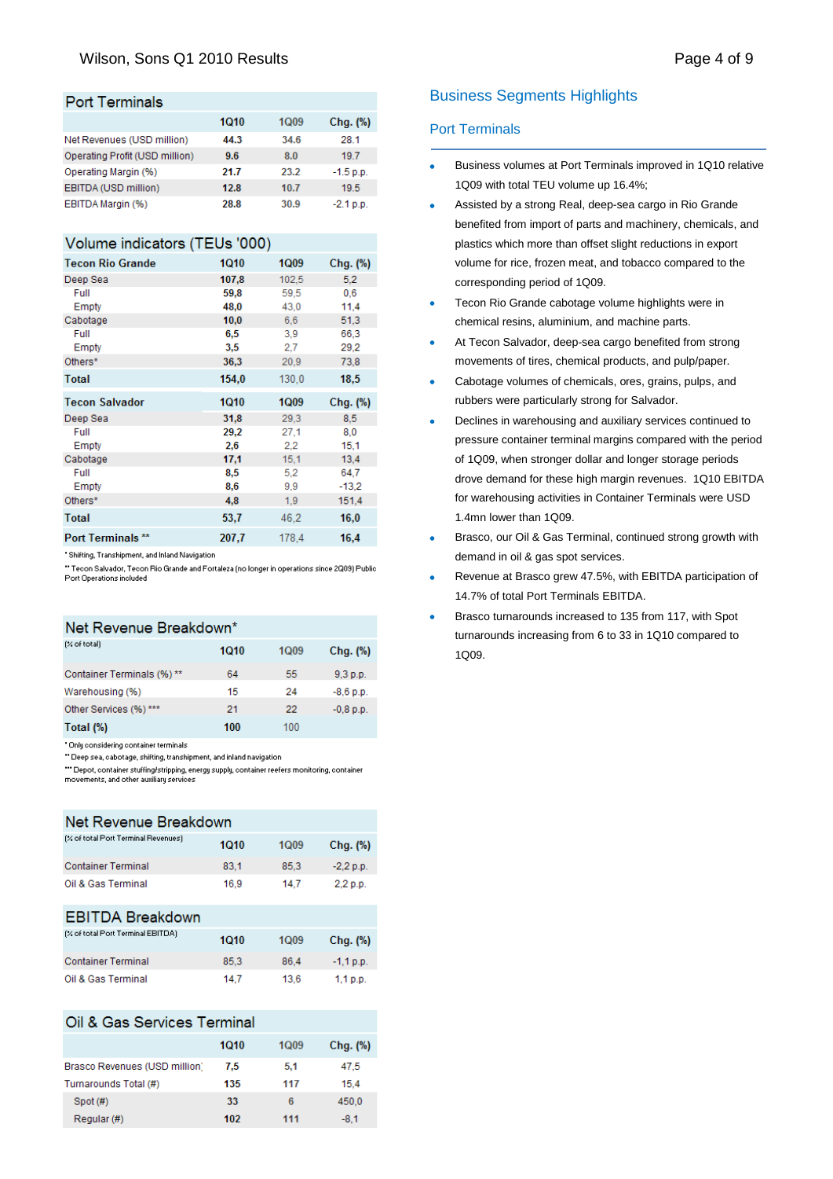## Port Terminals

| | 1Q10 | 1Q09 | Chg. (%) |
|---|---|---|---|
| Net Revenues (USD million) | 44.3 | 34.6 | 28.1 |
| Operating Profit (USD million) | 9.6 | 8.0 | 19.7 |
| Operating Margin (%) | 21.7 | 23.2 | -1.5 p.p. |
| EBITDA (USD million) | 12.8 | 10.7 | 19.5 |
| EBITDA Margin (%) | 28.8 | 30.9 | -2.1 p.p. |

## Volume indicators (TEUs '000)

| Tecon Rio Grande | 1Q10 | 1Q09 | Chg. (%) |
|---|---|---|---|
| Deep Sea | 107,8 | 102,5 | 5,2 |
| Full | 59,8 | 59,5 | 0,6 |
| Empty | 48,0 | 43,0 | 11,4 |
| Cabotage | 10,0 | 6,6 | 51,3 |
| Full | 6,5 | 3,9 | 66,3 |
| Empty | 3,5 | 2,7 | 29,2 |
| Others* | 36,3 | 20,9 | 73,8 |
| **Total** | **154,0** | 130,0 | **18,5** |
| **Tecon Salvador** | **1Q10** | **1Q09** | **Chg. (%)** |
| Deep Sea | 31,8 | 29,3 | 8,5 |
| Full | 29,2 | 27,1 | 8,0 |
| Empty | 2,6 | 2,2 | 15,1 |
| Cabotage | 17,1 | 15,1 | 13,4 |
| Full | 8,5 | 5,2 | 64,7 |
| Empty | 8,6 | 9,9 | -13,2 |
| Others* | 4,8 | 1,9 | 151,4 |
| **Total** | **53,7** | 46,2 | **16,0** |
| **Port Terminals \*\*** | **207,7** | 178,4 | **16,4** |

* Shifting, Transhipment, and Inland Navigation

** Tecon Salvador, Tecon Rio Grande and Fortaleza (no longer in operations since 2Q09) Public Port Operations included

## Net Revenue Breakdown*

| (% of total) | 1Q10 | 1Q09 | Chg. (%) |
|---|---|---|---|
| Container Terminals (%) ** | 64 | 55 | 9,3 p.p. |
| Warehousing (%) | 15 | 24 | -8,6 p.p. |
| Other Services (%) *** | 21 | 22 | -0,8 p.p. |
| **Total (%)** | **100** | 100 | |

* Only considering container terminals

** Deep sea, cabotage, shifting, transhipment, and inland navigation

*** Depot, container stuffing/stripping, energy supply, container reefers monitoring, container movements, and other auxiliary services

## Net Revenue Breakdown

| (% of total Port Terminal Revenues) | 1Q10 | 1Q09 | Chg. (%) |
|---|---|---|---|
| Container Terminal | 83,1 | 85,3 | -2,2 p.p. |
| Oil & Gas Terminal | 16,9 | 14,7 | 2,2 p.p. |

## EBITDA Breakdown

| (% of total Port Terminal EBITDA) | 1Q10 | 1Q09 | Chg. (%) |
|---|---|---|---|
| Container Terminal | 85,3 | 86,4 | -1,1 p.p. |
| Oil & Gas Terminal | 14,7 | 13,6 | 1,1 p.p. |

## Oil & Gas Services Terminal

| | 1Q10 | 1Q09 | Chg. (%) |
|---|---|---|---|
| Brasco Revenues (USD million) | 7,5 | 5,1 | 47,5 |
| Turnarounds Total (#) | 135 | 117 | 15,4 |
| Spot (#) | 33 | 6 | 450,0 |
| Regular (#) | 102 | 111 | -8,1 |

# Business Segments Highlights

## Port Terminals

- Business volumes at Port Terminals improved in 1Q10 relative 1Q09 with total TEU volume up 16.4%;
- Assisted by a strong Real, deep-sea cargo in Rio Grande benefited from import of parts and machinery, chemicals, and plastics which more than offset slight reductions in export volume for rice, frozen meat, and tobacco compared to the corresponding period of 1Q09.
- Tecon Rio Grande cabotage volume highlights were in chemical resins, aluminium, and machine parts.
- At Tecon Salvador, deep-sea cargo benefited from strong movements of tires, chemical products, and pulp/paper.
- Cabotage volumes of chemicals, ores, grains, pulps, and rubbers were particularly strong for Salvador.
- Declines in warehousing and auxiliary services continued to pressure container terminal margins compared with the period of 1Q09, when stronger dollar and longer storage periods drove demand for these high margin revenues. 1Q10 EBITDA for warehousing activities in Container Terminals were USD 1.4mn lower than 1Q09.
- Brasco, our Oil & Gas Terminal, continued strong growth with demand in oil & gas spot services.
- Revenue at Brasco grew 47.5%, with EBITDA participation of 14.7% of total Port Terminals EBITDA.
- Brasco turnarounds increased to 135 from 117, with Spot turnarounds increasing from 6 to 33 in 1Q10 compared to 1Q09.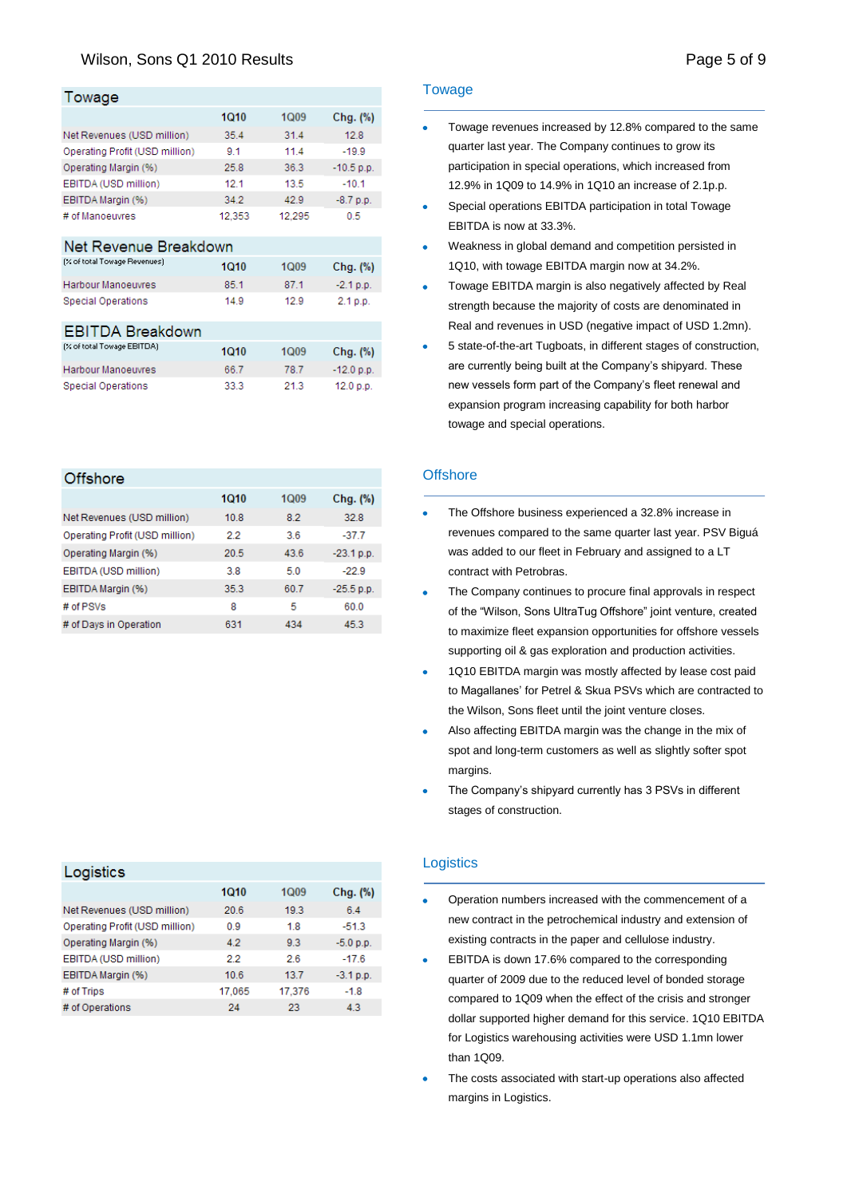## Towage

| Towage | 1Q10 | 1Q09 | Chg. (%) |
|---|---|---|---|
| Net Revenues (USD million) | 35.4 | 31.4 | 12.8 |
| Operating Profit (USD million) | 9.1 | 11.4 | -19.9 |
| Operating Margin (%) | 25.8 | 36.3 | -10.5 p.p. |
| EBITDA (USD million) | 12.1 | 13.5 | -10.1 |
| EBITDA Margin (%) | 34.2 | 42.9 | -8.7 p.p. |
| # of Manoeuvres | 12,353 | 12,295 | 0.5 |

| Net Revenue Breakdown (% of total Towage Revenues) | 1Q10 | 1Q09 | Chg. (%) |
|---|---|---|---|
| Harbour Manoeuvres | 85.1 | 87.1 | -2.1 p.p. |
| Special Operations | 14.9 | 12.9 | 2.1 p.p. |

| EBITDA Breakdown (% of total Towage EBITDA) | 1Q10 | 1Q09 | Chg. (%) |
|---|---|---|---|
| Harbour Manoeuvres | 66.7 | 78.7 | -12.0 p.p. |
| Special Operations | 33.3 | 21.3 | 12.0 p.p. |

- Towage revenues increased by 12.8% compared to the same quarter last year. The Company continues to grow its participation in special operations, which increased from 12.9% in 1Q09 to 14.9% in 1Q10 an increase of 2.1p.p.
- Special operations EBITDA participation in total Towage EBITDA is now at 33.3%.
- Weakness in global demand and competition persisted in 1Q10, with towage EBITDA margin now at 34.2%.
- Towage EBITDA margin is also negatively affected by Real strength because the majority of costs are denominated in Real and revenues in USD (negative impact of USD 1.2mn).
- 5 state-of-the-art Tugboats, in different stages of construction, are currently being built at the Company's shipyard. These new vessels form part of the Company's fleet renewal and expansion program increasing capability for both harbor towage and special operations.

## Offshore

| Offshore | 1Q10 | 1Q09 | Chg. (%) |
|---|---|---|---|
| Net Revenues (USD million) | 10.8 | 8.2 | 32.8 |
| Operating Profit (USD million) | 2.2 | 3.6 | -37.7 |
| Operating Margin (%) | 20.5 | 43.6 | -23.1 p.p. |
| EBITDA (USD million) | 3.8 | 5.0 | -22.9 |
| EBITDA Margin (%) | 35.3 | 60.7 | -25.5 p.p. |
| # of PSVs | 8 | 5 | 60.0 |
| # of Days in Operation | 631 | 434 | 45.3 |

- The Offshore business experienced a 32.8% increase in revenues compared to the same quarter last year. PSV Biguá was added to our fleet in February and assigned to a LT contract with Petrobras.
- The Company continues to procure final approvals in respect of the "Wilson, Sons UltraTug Offshore" joint venture, created to maximize fleet expansion opportunities for offshore vessels supporting oil & gas exploration and production activities.
- 1Q10 EBITDA margin was mostly affected by lease cost paid to Magallanes' for Petrel & Skua PSVs which are contracted to the Wilson, Sons fleet until the joint venture closes.
- Also affecting EBITDA margin was the change in the mix of spot and long-term customers as well as slightly softer spot margins.
- The Company's shipyard currently has 3 PSVs in different stages of construction.

## Logistics

| Logistics | 1Q10 | 1Q09 | Chg. (%) |
|---|---|---|---|
| Net Revenues (USD million) | 20.6 | 19.3 | 6.4 |
| Operating Profit (USD million) | 0.9 | 1.8 | -51.3 |
| Operating Margin (%) | 4.2 | 9.3 | -5.0 p.p. |
| EBITDA (USD million) | 2.2 | 2.6 | -17.6 |
| EBITDA Margin (%) | 10.6 | 13.7 | -3.1 p.p. |
| # of Trips | 17,065 | 17,376 | -1.8 |
| # of Operations | 24 | 23 | 4.3 |

- Operation numbers increased with the commencement of a new contract in the petrochemical industry and extension of existing contracts in the paper and cellulose industry.
- EBITDA is down 17.6% compared to the corresponding quarter of 2009 due to the reduced level of bonded storage compared to 1Q09 when the effect of the crisis and stronger dollar supported higher demand for this service. 1Q10 EBITDA for Logistics warehousing activities were USD 1.1mn lower than 1Q09.
- The costs associated with start-up operations also affected margins in Logistics.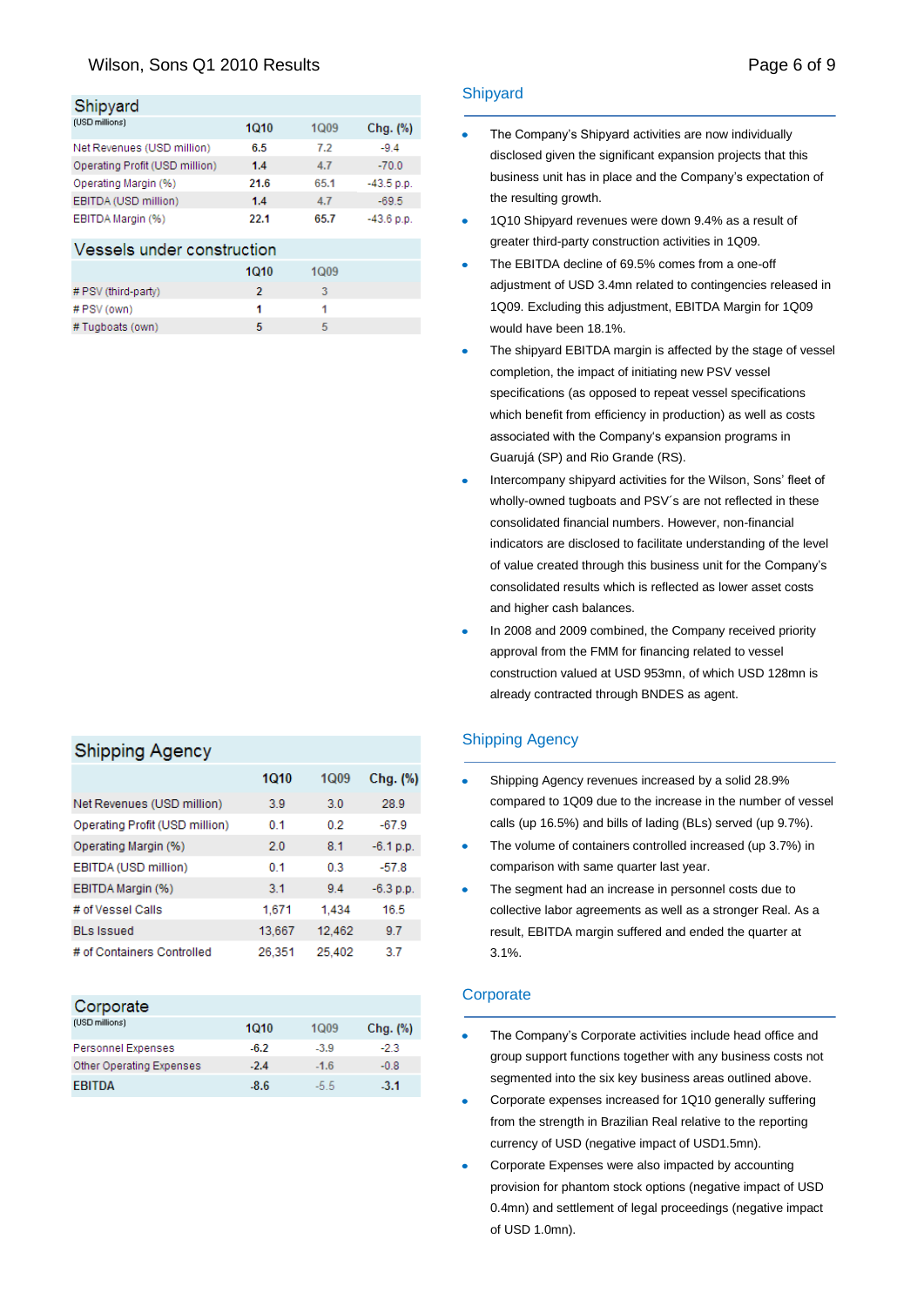## Shipyard

(USD millions)

| | 1Q10 | 1Q09 | Chg. (%) |
|---|---|---|---|
| Net Revenues (USD million) | 6.5 | 7.2 | -9.4 |
| Operating Profit (USD million) | 1.4 | 4.7 | -70.0 |
| Operating Margin (%) | 21.6 | 65.1 | -43.5 p.p. |
| EBITDA (USD million) | 1.4 | 4.7 | -69.5 |
| EBITDA Margin (%) | 22.1 | 65.7 | -43.6 p.p. |

### Vessels under construction

| | 1Q10 | 1Q09 |
|---|---|---|
| # PSV (third-party) | 2 | 3 |
| # PSV (own) | 1 | 1 |
| # Tugboats (own) | 5 | 5 |

- The Company's Shipyard activities are now individually disclosed given the significant expansion projects that this business unit has in place and the Company's expectation of the resulting growth.
- 1Q10 Shipyard revenues were down 9.4% as a result of greater third-party construction activities in 1Q09.
- The EBITDA decline of 69.5% comes from a one-off adjustment of USD 3.4mn related to contingencies released in 1Q09. Excluding this adjustment, EBITDA Margin for 1Q09 would have been 18.1%.
- The shipyard EBITDA margin is affected by the stage of vessel completion, the impact of initiating new PSV vessel specifications (as opposed to repeat vessel specifications which benefit from efficiency in production) as well as costs associated with the Company's expansion programs in Guarujá (SP) and Rio Grande (RS).
- Intercompany shipyard activities for the Wilson, Sons' fleet of wholly-owned tugboats and PSV´s are not reflected in these consolidated financial numbers. However, non-financial indicators are disclosed to facilitate understanding of the level of value created through this business unit for the Company's consolidated results which is reflected as lower asset costs and higher cash balances.
- In 2008 and 2009 combined, the Company received priority approval from the FMM for financing related to vessel construction valued at USD 953mn, of which USD 128mn is already contracted through BNDES as agent.

## Shipping Agency

| | 1Q10 | 1Q09 | Chg. (%) |
|---|---|---|---|
| Net Revenues (USD million) | 3.9 | 3.0 | 28.9 |
| Operating Profit (USD million) | 0.1 | 0.2 | -67.9 |
| Operating Margin (%) | 2.0 | 8.1 | -6.1 p.p. |
| EBITDA (USD million) | 0.1 | 0.3 | -57.8 |
| EBITDA Margin (%) | 3.1 | 9.4 | -6.3 p.p. |
| # of Vessel Calls | 1,671 | 1,434 | 16.5 |
| BLs Issued | 13,667 | 12,462 | 9.7 |
| # of Containers Controlled | 26,351 | 25,402 | 3.7 |

- Shipping Agency revenues increased by a solid 28.9% compared to 1Q09 due to the increase in the number of vessel calls (up 16.5%) and bills of lading (BLs) served (up 9.7%).
- The volume of containers controlled increased (up 3.7%) in comparison with same quarter last year.
- The segment had an increase in personnel costs due to collective labor agreements as well as a stronger Real. As a result, EBITDA margin suffered and ended the quarter at 3.1%.

## Corporate

(USD millions)

| | 1Q10 | 1Q09 | Chg. (%) |
|---|---|---|---|
| Personnel Expenses | -6.2 | -3.9 | -2.3 |
| Other Operating Expenses | -2.4 | -1.6 | -0.8 |
| EBITDA | -8.6 | -5.5 | -3.1 |

- The Company's Corporate activities include head office and group support functions together with any business costs not segmented into the six key business areas outlined above.
- Corporate expenses increased for 1Q10 generally suffering from the strength in Brazilian Real relative to the reporting currency of USD (negative impact of USD1.5mn).
- Corporate Expenses were also impacted by accounting provision for phantom stock options (negative impact of USD 0.4mn) and settlement of legal proceedings (negative impact of USD 1.0mn).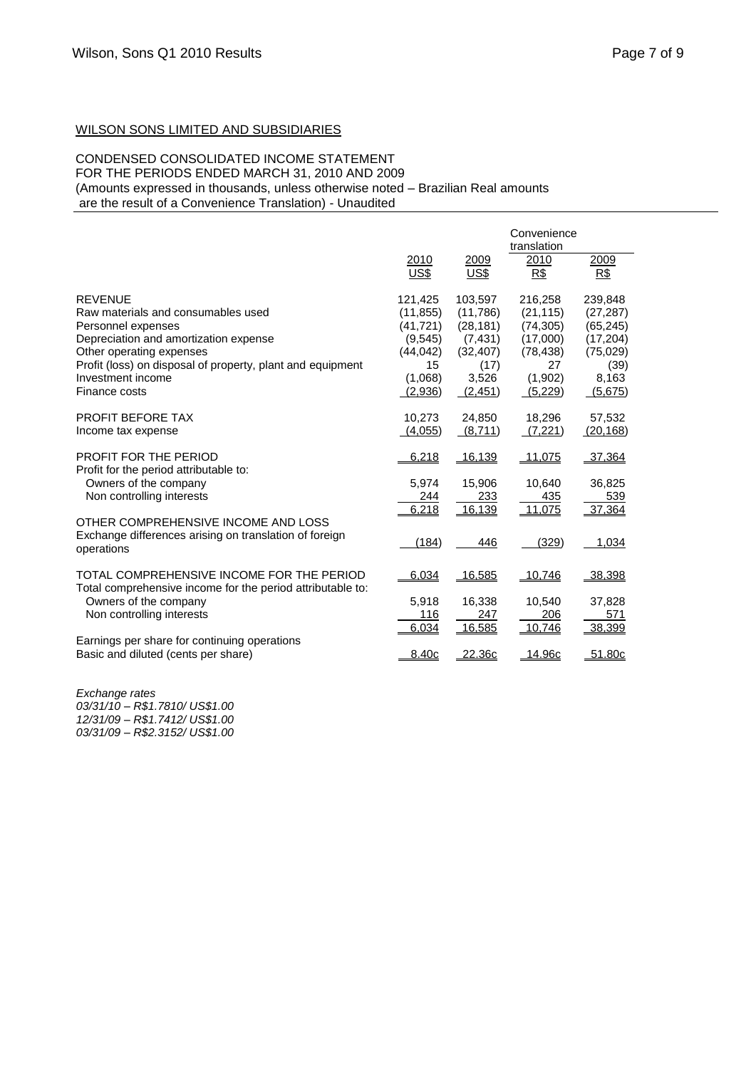WILSON SONS LIMITED AND SUBSIDIARIES

CONDENSED CONSOLIDATED INCOME STATEMENT
FOR THE PERIODS ENDED MARCH 31, 2010 AND 2009
(Amounts expressed in thousands, unless otherwise noted – Brazilian Real amounts are the result of a Convenience Translation) - Unaudited

| | | | Convenience translation | |
|---|---|---|---|---|
| | 2010 US$ | 2009 US$ | 2010 R$ | 2009 R$ |
| REVENUE | 121,425 | 103,597 | 216,258 | 239,848 |
| Raw materials and consumables used | (11,855) | (11,786) | (21,115) | (27,287) |
| Personnel expenses | (41,721) | (28,181) | (74,305) | (65,245) |
| Depreciation and amortization expense | (9,545) | (7,431) | (17,000) | (17,204) |
| Other operating expenses | (44,042) | (32,407) | (78,438) | (75,029) |
| Profit (loss) on disposal of property, plant and equipment | 15 | (17) | 27 | (39) |
| Investment income | (1,068) | 3,526 | (1,902) | 8,163 |
| Finance costs | (2,936) | (2,451) | (5,229) | (5,675) |
| PROFIT BEFORE TAX | 10,273 | 24,850 | 18,296 | 57,532 |
| Income tax expense | (4,055) | (8,711) | (7,221) | (20,168) |
| PROFIT FOR THE PERIOD | 6,218 | 16,139 | 11,075 | 37,364 |
| Profit for the period attributable to: | | | | |
| Owners of the company | 5,974 | 15,906 | 10,640 | 36,825 |
| Non controlling interests | 244 | 233 | 435 | 539 |
| | 6,218 | 16,139 | 11,075 | 37,364 |
| OTHER COMPREHENSIVE INCOME AND LOSS | | | | |
| Exchange differences arising on translation of foreign operations | (184) | 446 | (329) | 1,034 |
| TOTAL COMPREHENSIVE INCOME FOR THE PERIOD | 6,034 | 16,585 | 10,746 | 38,398 |
| Total comprehensive income for the period attributable to: | | | | |
| Owners of the company | 5,918 | 16,338 | 10,540 | 37,828 |
| Non controlling interests | 116 | 247 | 206 | 571 |
| | 6,034 | 16,585 | 10,746 | 38,399 |
| Earnings per share for continuing operations | | | | |
| Basic and diluted (cents per share) | 8.40c | 22.36c | 14.96c | 51.80c |

*Exchange rates*
*03/31/10 – R$1.7810/ US$1.00*
*12/31/09 – R$1.7412/ US$1.00*
*03/31/09 – R$2.3152/ US$1.00*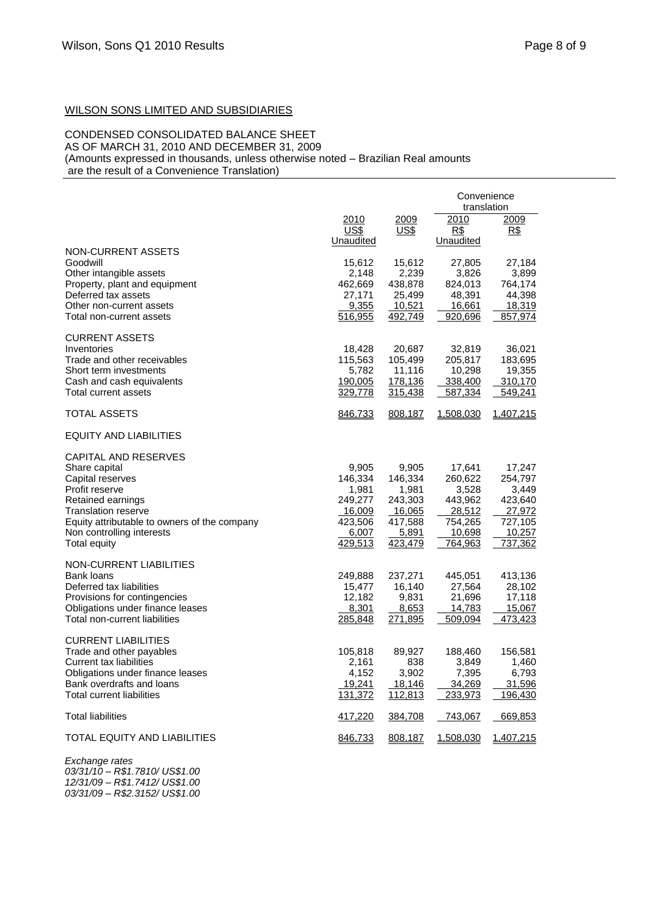WILSON SONS LIMITED AND SUBSIDIARIES

CONDENSED CONSOLIDATED BALANCE SHEET
AS OF MARCH 31, 2010 AND DECEMBER 31, 2009
(Amounts expressed in thousands, unless otherwise noted – Brazilian Real amounts are the result of a Convenience Translation)

| | | | Convenience translation | |
|---|---|---|---|---|
| | 2010 US$ Unaudited | 2009 US$ | 2010 R$ Unaudited | 2009 R$ |
| NON-CURRENT ASSETS | | | | |
| Goodwill | 15,612 | 15,612 | 27,805 | 27,184 |
| Other intangible assets | 2,148 | 2,239 | 3,826 | 3,899 |
| Property, plant and equipment | 462,669 | 438,878 | 824,013 | 764,174 |
| Deferred tax assets | 27,171 | 25,499 | 48,391 | 44,398 |
| Other non-current assets | 9,355 | 10,521 | 16,661 | 18,319 |
| Total non-current assets | 516,955 | 492,749 | 920,696 | 857,974 |
| CURRENT ASSETS | | | | |
| Inventories | 18,428 | 20,687 | 32,819 | 36,021 |
| Trade and other receivables | 115,563 | 105,499 | 205,817 | 183,695 |
| Short term investments | 5,782 | 11,116 | 10,298 | 19,355 |
| Cash and cash equivalents | 190,005 | 178,136 | 338,400 | 310,170 |
| Total current assets | 329,778 | 315,438 | 587,334 | 549,241 |
| TOTAL ASSETS | 846,733 | 808,187 | 1,508,030 | 1,407,215 |
| EQUITY AND LIABILITIES | | | | |
| CAPITAL AND RESERVES | | | | |
| Share capital | 9,905 | 9,905 | 17,641 | 17,247 |
| Capital reserves | 146,334 | 146,334 | 260,622 | 254,797 |
| Profit reserve | 1,981 | 1,981 | 3,528 | 3,449 |
| Retained earnings | 249,277 | 243,303 | 443,962 | 423,640 |
| Translation reserve | 16,009 | 16,065 | 28,512 | 27,972 |
| Equity attributable to owners of the company | 423,506 | 417,588 | 754,265 | 727,105 |
| Non controlling interests | 6,007 | 5,891 | 10,698 | 10,257 |
| Total equity | 429,513 | 423,479 | 764,963 | 737,362 |
| NON-CURRENT LIABILITIES | | | | |
| Bank loans | 249,888 | 237,271 | 445,051 | 413,136 |
| Deferred tax liabilities | 15,477 | 16,140 | 27,564 | 28,102 |
| Provisions for contingencies | 12,182 | 9,831 | 21,696 | 17,118 |
| Obligations under finance leases | 8,301 | 8,653 | 14,783 | 15,067 |
| Total non-current liabilities | 285,848 | 271,895 | 509,094 | 473,423 |
| CURRENT LIABILITIES | | | | |
| Trade and other payables | 105,818 | 89,927 | 188,460 | 156,581 |
| Current tax liabilities | 2,161 | 838 | 3,849 | 1,460 |
| Obligations under finance leases | 4,152 | 3,902 | 7,395 | 6,793 |
| Bank overdrafts and loans | 19,241 | 18,146 | 34,269 | 31,596 |
| Total current liabilities | 131,372 | 112,813 | 233,973 | 196,430 |
| Total liabilities | 417,220 | 384,708 | 743,067 | 669,853 |
| TOTAL EQUITY AND LIABILITIES | 846,733 | 808,187 | 1,508,030 | 1,407,215 |

*Exchange rates*
*03/31/10 – R$1.7810/ US$1.00*
*12/31/09 – R$1.7412/ US$1.00*
*03/31/09 – R$2.3152/ US$1.00*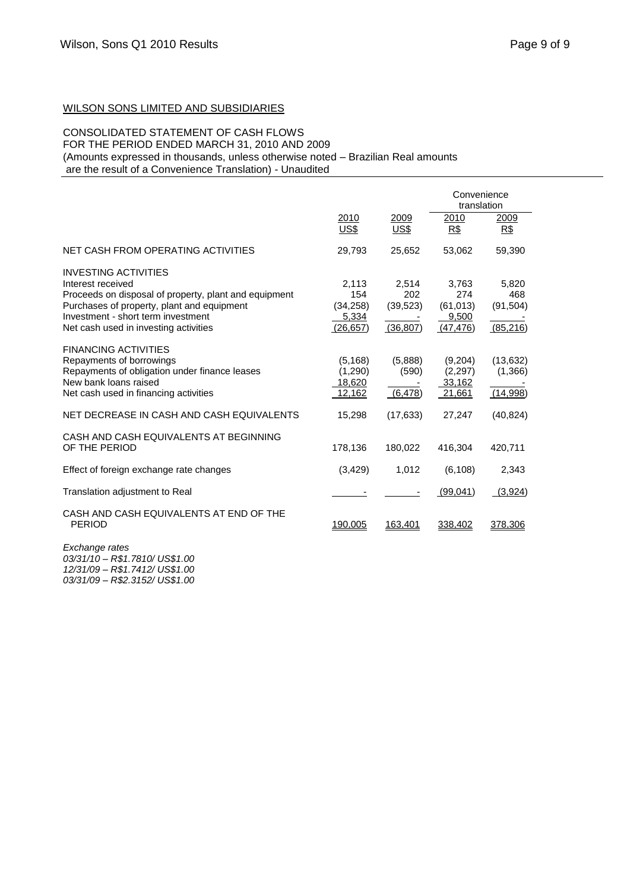WILSON SONS LIMITED AND SUBSIDIARIES

CONSOLIDATED STATEMENT OF CASH FLOWS
FOR THE PERIOD ENDED MARCH 31, 2010 AND 2009
(Amounts expressed in thousands, unless otherwise noted – Brazilian Real amounts are the result of a Convenience Translation) - Unaudited

| | | | Convenience translation | |
|---|---|---|---|---|
| | 2010 US$ | 2009 US$ | 2010 R$ | 2009 R$ |
| NET CASH FROM OPERATING ACTIVITIES | 29,793 | 25,652 | 53,062 | 59,390 |
| INVESTING ACTIVITIES | | | | |
| Interest received | 2,113 | 2,514 | 3,763 | 5,820 |
| Proceeds on disposal of property, plant and equipment | 154 | 202 | 274 | 468 |
| Purchases of property, plant and equipment | (34,258) | (39,523) | (61,013) | (91,504) |
| Investment - short term investment | 5,334 | - | 9,500 | - |
| Net cash used in investing activities | (26,657) | (36,807) | (47,476) | (85,216) |
| FINANCING ACTIVITIES | | | | |
| Repayments of borrowings | (5,168) | (5,888) | (9,204) | (13,632) |
| Repayments of obligation under finance leases | (1,290) | (590) | (2,297) | (1,366) |
| New bank loans raised | 18,620 | - | 33,162 | - |
| Net cash used in financing activities | 12,162 | (6,478) | 21,661 | (14,998) |
| NET DECREASE IN CASH AND CASH EQUIVALENTS | 15,298 | (17,633) | 27,247 | (40,824) |
| CASH AND CASH EQUIVALENTS AT BEGINNING OF THE PERIOD | 178,136 | 180,022 | 416,304 | 420,711 |
| Effect of foreign exchange rate changes | (3,429) | 1,012 | (6,108) | 2,343 |
| Translation adjustment to Real | - | - | (99,041) | (3,924) |
| CASH AND CASH EQUIVALENTS AT END OF THE PERIOD | 190,005 | 163,401 | 338,402 | 378,306 |

*Exchange rates*
*03/31/10 – R$1.7810/ US$1.00*
*12/31/09 – R$1.7412/ US$1.00*
*03/31/09 – R$2.3152/ US$1.00*